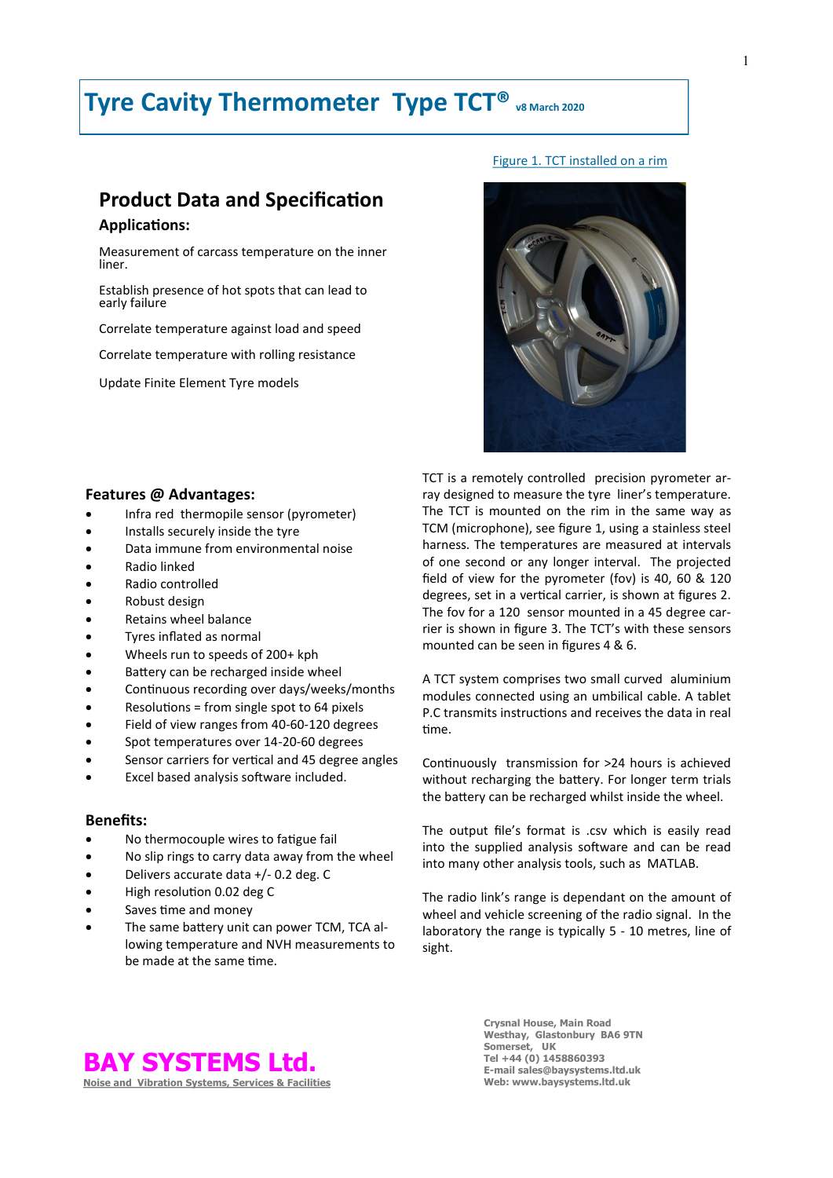# Tyre Cavity Thermometer Type TCT® v8 March 2020

## Product Data and Specification

### Applications:

Measurement of carcass temperature on the inner liner.

Establish presence of hot spots that can lead to early failure

Correlate temperature against load and speed

Correlate temperature with rolling resistance

Update Finite Element Tyre models

Figure 1. TCT installed on a rim

### Features @ Advantages:

- Infra red thermopile sensor (pyrometer)
- Installs securely inside the tyre
- Data immune from environmental noise
- Radio linked
- Radio controlled
- Robust design
- Retains wheel balance
- Tyres inflated as normal
- Wheels run to speeds of 200+ kph
- Battery can be recharged inside wheel
- Continuous recording over days/weeks/months
- Resolutions = from single spot to 64 pixels
- Field of view ranges from 40-60-120 degrees
- Spot temperatures over 14-20-60 degrees
- Sensor carriers for vertical and 45 degree angles
- Excel based analysis software included.

### Benefits:

- No thermocouple wires to fatigue fail
- No slip rings to carry data away from the wheel
- Delivers accurate data +/- 0.2 deg. C
- High resolution 0.02 deg C
- Saves time and money
- The same battery unit can power TCM, TCA allowing temperature and NVH measurements to be made at the same time.

TCT is a remotely controlled precision pyrometer array designed to measure the tyre liner's temperature. The TCT is mounted on the rim in the same way as TCM (microphone), see figure 1, using a stainless steel harness. The temperatures are measured at intervals of one second or any longer interval. The projected field of view for the pyrometer (fov) is 40, 60 & 120 degrees, set in a vertical carrier, is shown at figures 2. The fov for a 120 sensor mounted in a 45 degree carrier is shown in figure 3. The TCT's with these sensors mounted can be seen in figures 4 & 6.

A TCT system comprises two small curved aluminium modules connected using an umbilical cable. A tablet P.C transmits instructions and receives the data in real time.

Continuously transmission for >24 hours is achieved without recharging the battery. For longer term trials the battery can be recharged whilst inside the wheel.

The output file's format is .csv which is easily read into the supplied analysis software and can be read into many other analysis tools, such as MATLAB.

The radio link's range is dependant on the amount of wheel and vehicle screening of the radio signal. In the laboratory the range is typically 5 - 10 metres, line of sight.

**BAY SYSTEMS Ltd.**
Noise and Vibration Systems, Services & Facilities

**Crysnal House, Main Road**
**Westhay, Glastonbury BA6 9TN**
**Somerset, UK**
**Tel +44 (0) 1458860393**
**E-mail sales@baysystems.ltd.uk**
**Web: www.baysystems.ltd.uk**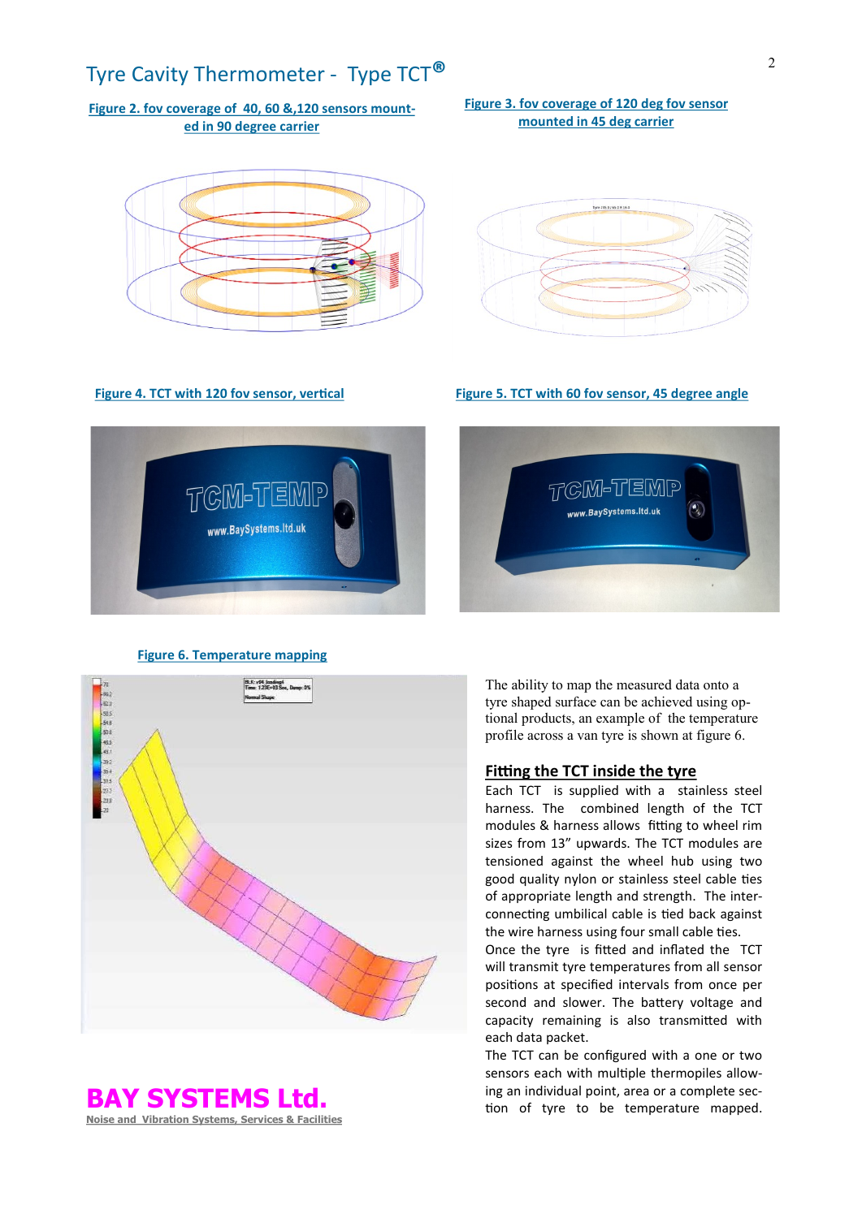# Tyre Cavity Thermometer - Type TCT®

**Figure 2. fov coverage of 40, 60 &,120 sensors mounted in 90 degree carrier**

**Figure 3. fov coverage of 120 deg fov sensor mounted in 45 deg carrier**

**Figure 4. TCT with 120 fov sensor, vertical**

**Figure 5. TCT with 60 fov sensor, 45 degree angle**

**Figure 6. Temperature mapping**

The ability to map the measured data onto a tyre shaped surface can be achieved using optional products, an example of the temperature profile across a van tyre is shown at figure 6.

## Fitting the TCT inside the tyre

Each TCT is supplied with a stainless steel harness. The combined length of the TCT modules & harness allows fitting to wheel rim sizes from 13" upwards. The TCT modules are tensioned against the wheel hub using two good quality nylon or stainless steel cable ties of appropriate length and strength. The interconnecting umbilical cable is tied back against the wire harness using four small cable ties.

Once the tyre is fitted and inflated the TCT will transmit tyre temperatures from all sensor positions at specified intervals from once per second and slower. The battery voltage and capacity remaining is also transmitted with each data packet.

The TCT can be configured with a one or two sensors each with multiple thermopiles allowing an individual point, area or a complete section of tyre to be temperature mapped.

**BAY SYSTEMS Ltd.**
Noise and Vibration Systems, Services & Facilities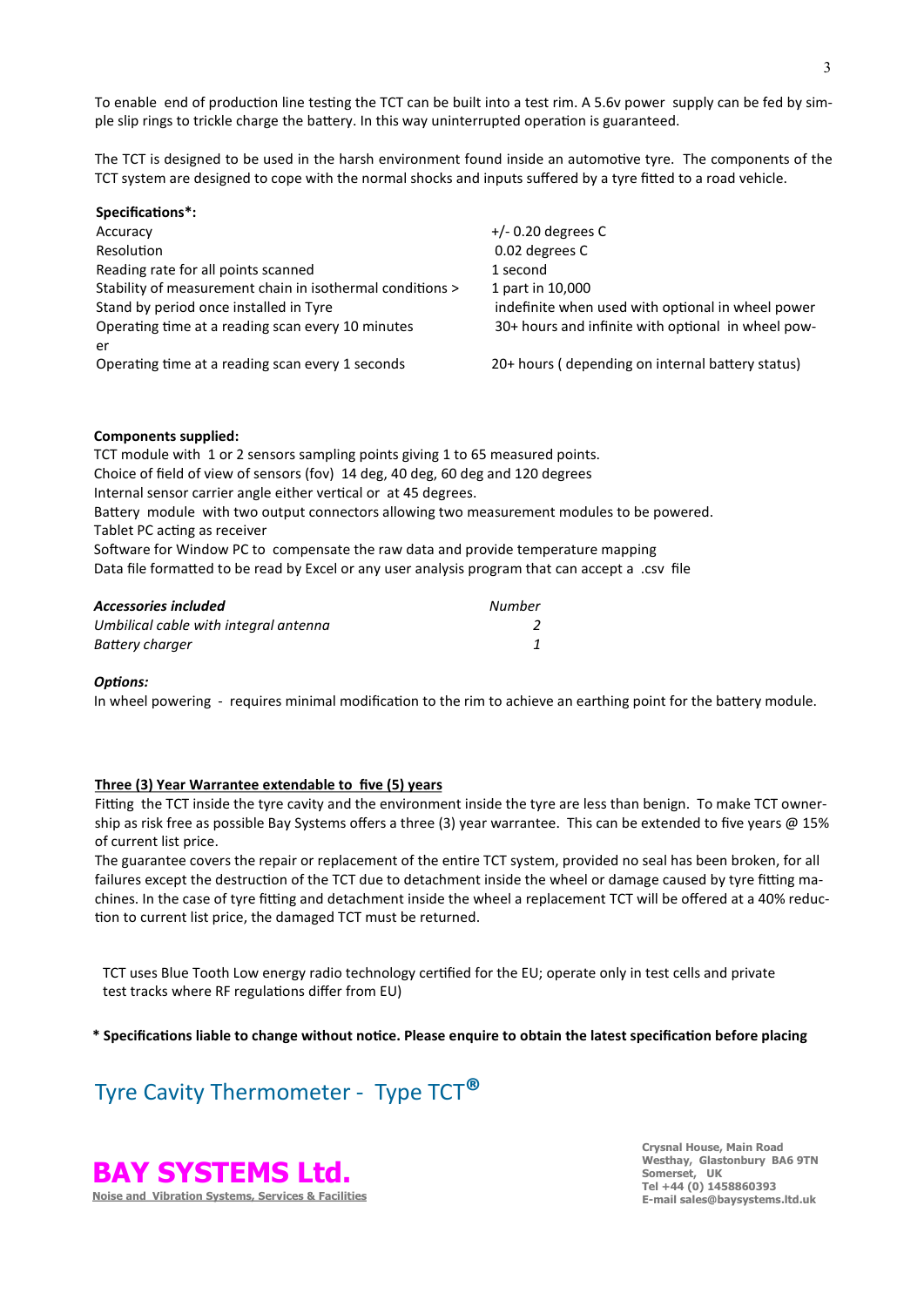To enable end of production line testing the TCT can be built into a test rim. A 5.6v power supply can be fed by simple slip rings to trickle charge the battery. In this way uninterrupted operation is guaranteed.

The TCT is designed to be used in the harsh environment found inside an automotive tyre. The components of the TCT system are designed to cope with the normal shocks and inputs suffered by a tyre fitted to a road vehicle.

**Specifications*:**

| | |
|---|---|
| Accuracy | +/- 0.20 degrees C |
| Resolution | 0.02 degrees C |
| Reading rate for all points scanned | 1 second |
| Stability of measurement chain in isothermal conditions > | 1 part in 10,000 |
| Stand by period once installed in Tyre | indefinite when used with optional in wheel power |
| Operating time at a reading scan every 10 minutes | 30+ hours and infinite with optional in wheel power |
| Operating time at a reading scan every 1 seconds | 20+ hours ( depending on internal battery status) |

**Components supplied:**

TCT module with 1 or 2 sensors sampling points giving 1 to 65 measured points.
Choice of field of view of sensors (fov) 14 deg, 40 deg, 60 deg and 120 degrees
Internal sensor carrier angle either vertical or at 45 degrees.
Battery module with two output connectors allowing two measurement modules to be powered.
Tablet PC acting as receiver
Software for Window PC to compensate the raw data and provide temperature mapping
Data file formatted to be read by Excel or any user analysis program that can accept a .csv file

| *Accessories included* | *Number* |
|---|---|
| *Umbilical cable with integral antenna* | *2* |
| *Battery charger* | *1* |

***Options:***

In wheel powering - requires minimal modification to the rim to achieve an earthing point for the battery module.

**Three (3) Year Warrantee extendable to five (5) years**

Fitting the TCT inside the tyre cavity and the environment inside the tyre are less than benign. To make TCT ownership as risk free as possible Bay Systems offers a three (3) year warrantee. This can be extended to five years @ 15% of current list price.

The guarantee covers the repair or replacement of the entire TCT system, provided no seal has been broken, for all failures except the destruction of the TCT due to detachment inside the wheel or damage caused by tyre fitting machines. In the case of tyre fitting and detachment inside the wheel a replacement TCT will be offered at a 40% reduction to current list price, the damaged TCT must be returned.

TCT uses Blue Tooth Low energy radio technology certified for the EU; operate only in test cells and private test tracks where RF regulations differ from EU)

**\* Specifications liable to change without notice. Please enquire to obtain the latest specification before placing**

## Tyre Cavity Thermometer - Type TCT®

**BAY SYSTEMS Ltd.**
Noise and Vibration Systems, Services & Facilities

Crysnal House, Main Road
Westhay, Glastonbury BA6 9TN
Somerset, UK
Tel +44 (0) 1458860393
E-mail sales@baysystems.ltd.uk